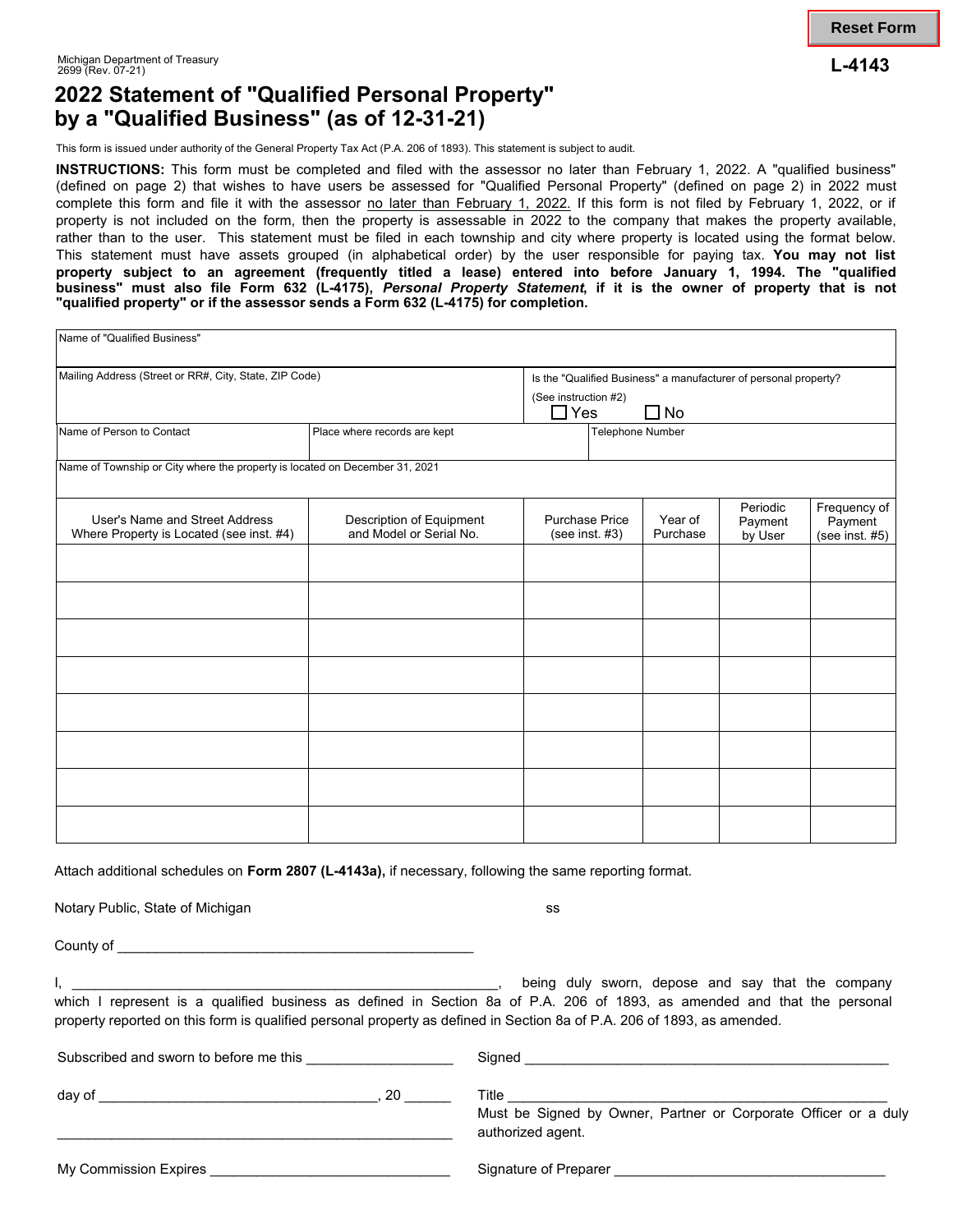Michigan Department of Treasury
2699 (Rev. 07-21)

**L-4143**

# 2022 Statement of "Qualified Personal Property" by a "Qualified Business" (as of 12-31-21)

This form is issued under authority of the General Property Tax Act (P.A. 206 of 1893). This statement is subject to audit.

**INSTRUCTIONS:** This form must be completed and filed with the assessor no later than February 1, 2022. A "qualified business" (defined on page 2) that wishes to have users be assessed for "Qualified Personal Property" (defined on page 2) in 2022 must complete this form and file it with the assessor no later than February 1, 2022. If this form is not filed by February 1, 2022, or if property is not included on the form, then the property is assessable in 2022 to the company that makes the property available, rather than to the user. This statement must be filed in each township and city where property is located using the format below. This statement must have assets grouped (in alphabetical order) by the user responsible for paying tax. **You may not list property subject to an agreement (frequently titled a lease) entered into before January 1, 1994. The "qualified business" must also file Form 632 (L-4175), *Personal Property Statement*, if it is the owner of property that is not "qualified property" or if the assessor sends a Form 632 (L-4175) for completion.**

Name of "Qualified Business"

Mailing Address (Street or RR#, City, State, ZIP Code)

Is the "Qualified Business" a manufacturer of personal property? (See instruction #2)
☐ Yes ☐ No

Name of Person to Contact

Place where records are kept

Telephone Number

Name of Township or City where the property is located on December 31, 2021

| User's Name and Street Address Where Property is Located (see inst. #4) | Description of Equipment and Model or Serial No. | Purchase Price (see inst. #3) | Year of Purchase | Periodic Payment by User | Frequency of Payment (see inst. #5) |
|---|---|---|---|---|---|
| | | | | | |
| | | | | | |
| | | | | | |
| | | | | | |
| | | | | | |
| | | | | | |
| | | | | | |
| | | | | | |

Attach additional schedules on **Form 2807 (L-4143a),** if necessary, following the same reporting format.

Notary Public, State of Michigan ss

County of ____________________________________________

I, ______________________________________________________, being duly sworn, depose and say that the company which I represent is a qualified business as defined in Section 8a of P.A. 206 of 1893, as amended and that the personal property reported on this form is qualified personal property as defined in Section 8a of P.A. 206 of 1893, as amended.

Subscribed and sworn to before me this __________________

day of ___________________________________, 20 ______

_________________________________________________

My Commission Expires ______________________________

Signed _____________________________________________

Title _______________________________________________
Must be Signed by Owner, Partner or Corporate Officer or a duly authorized agent.

Signature of Preparer _________________________________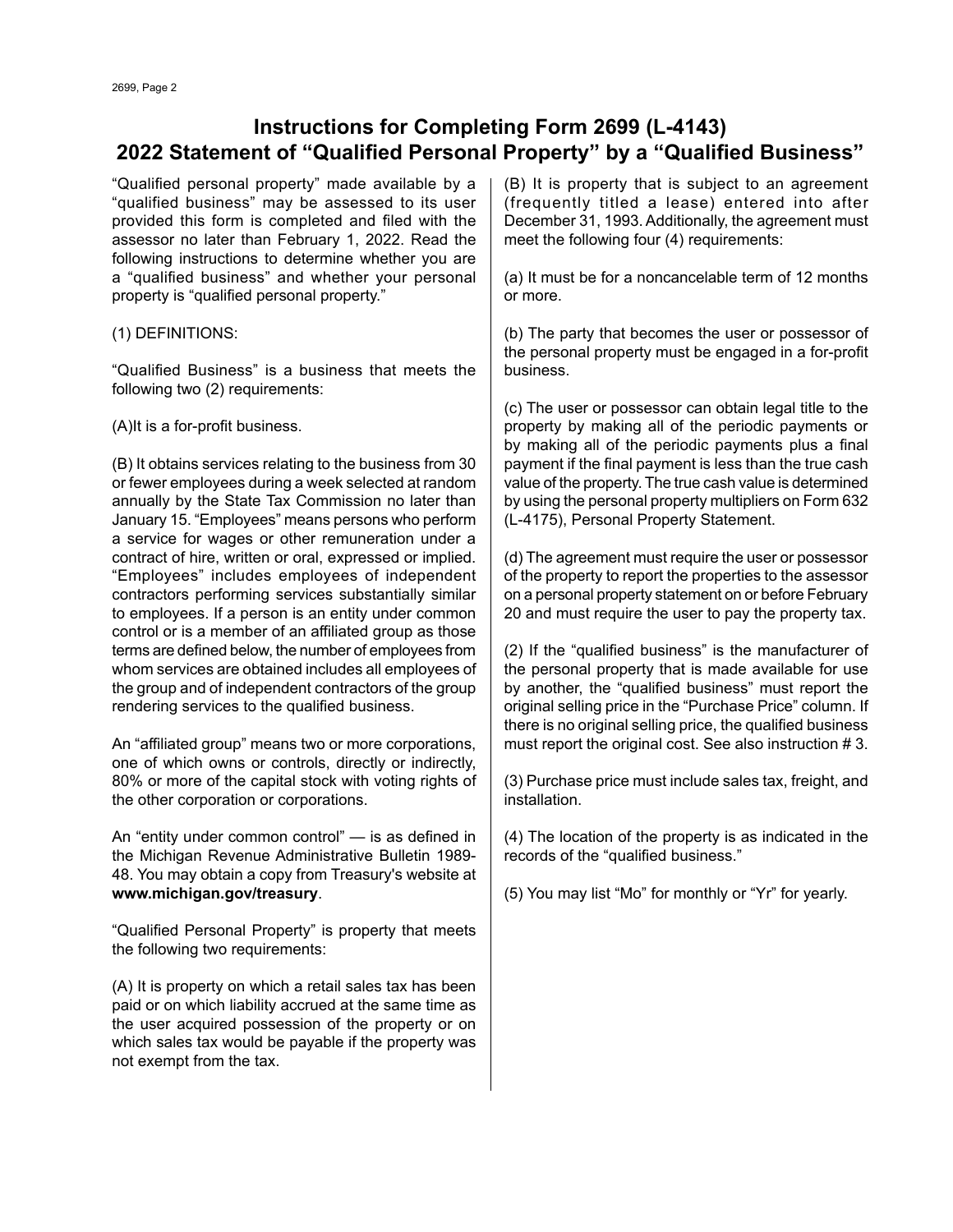# Instructions for Completing Form 2699 (L-4143)
# 2022 Statement of "Qualified Personal Property" by a "Qualified Business"

"Qualified personal property" made available by a "qualified business" may be assessed to its user provided this form is completed and filed with the assessor no later than February 1, 2022. Read the following instructions to determine whether you are a "qualified business" and whether your personal property is "qualified personal property."

(1) DEFINITIONS:

"Qualified Business" is a business that meets the following two (2) requirements:

(A)It is a for-profit business.

(B) It obtains services relating to the business from 30 or fewer employees during a week selected at random annually by the State Tax Commission no later than January 15. "Employees" means persons who perform a service for wages or other remuneration under a contract of hire, written or oral, expressed or implied. "Employees" includes employees of independent contractors performing services substantially similar to employees. If a person is an entity under common control or is a member of an affiliated group as those terms are defined below, the number of employees from whom services are obtained includes all employees of the group and of independent contractors of the group rendering services to the qualified business.

An "affiliated group" means two or more corporations, one of which owns or controls, directly or indirectly, 80% or more of the capital stock with voting rights of the other corporation or corporations.

An "entity under common control" — is as defined in the Michigan Revenue Administrative Bulletin 1989-48. You may obtain a copy from Treasury's website at **www.michigan.gov/treasury**.

"Qualified Personal Property" is property that meets the following two requirements:

(A) It is property on which a retail sales tax has been paid or on which liability accrued at the same time as the user acquired possession of the property or on which sales tax would be payable if the property was not exempt from the tax.

(B) It is property that is subject to an agreement (frequently titled a lease) entered into after December 31, 1993. Additionally, the agreement must meet the following four (4) requirements:

(a) It must be for a noncancelable term of 12 months or more.

(b) The party that becomes the user or possessor of the personal property must be engaged in a for-profit business.

(c) The user or possessor can obtain legal title to the property by making all of the periodic payments or by making all of the periodic payments plus a final payment if the final payment is less than the true cash value of the property. The true cash value is determined by using the personal property multipliers on Form 632 (L-4175), Personal Property Statement.

(d) The agreement must require the user or possessor of the property to report the properties to the assessor on a personal property statement on or before February 20 and must require the user to pay the property tax.

(2) If the "qualified business" is the manufacturer of the personal property that is made available for use by another, the "qualified business" must report the original selling price in the "Purchase Price" column. If there is no original selling price, the qualified business must report the original cost. See also instruction # 3.

(3) Purchase price must include sales tax, freight, and installation.

(4) The location of the property is as indicated in the records of the "qualified business."

(5) You may list "Mo" for monthly or "Yr" for yearly.